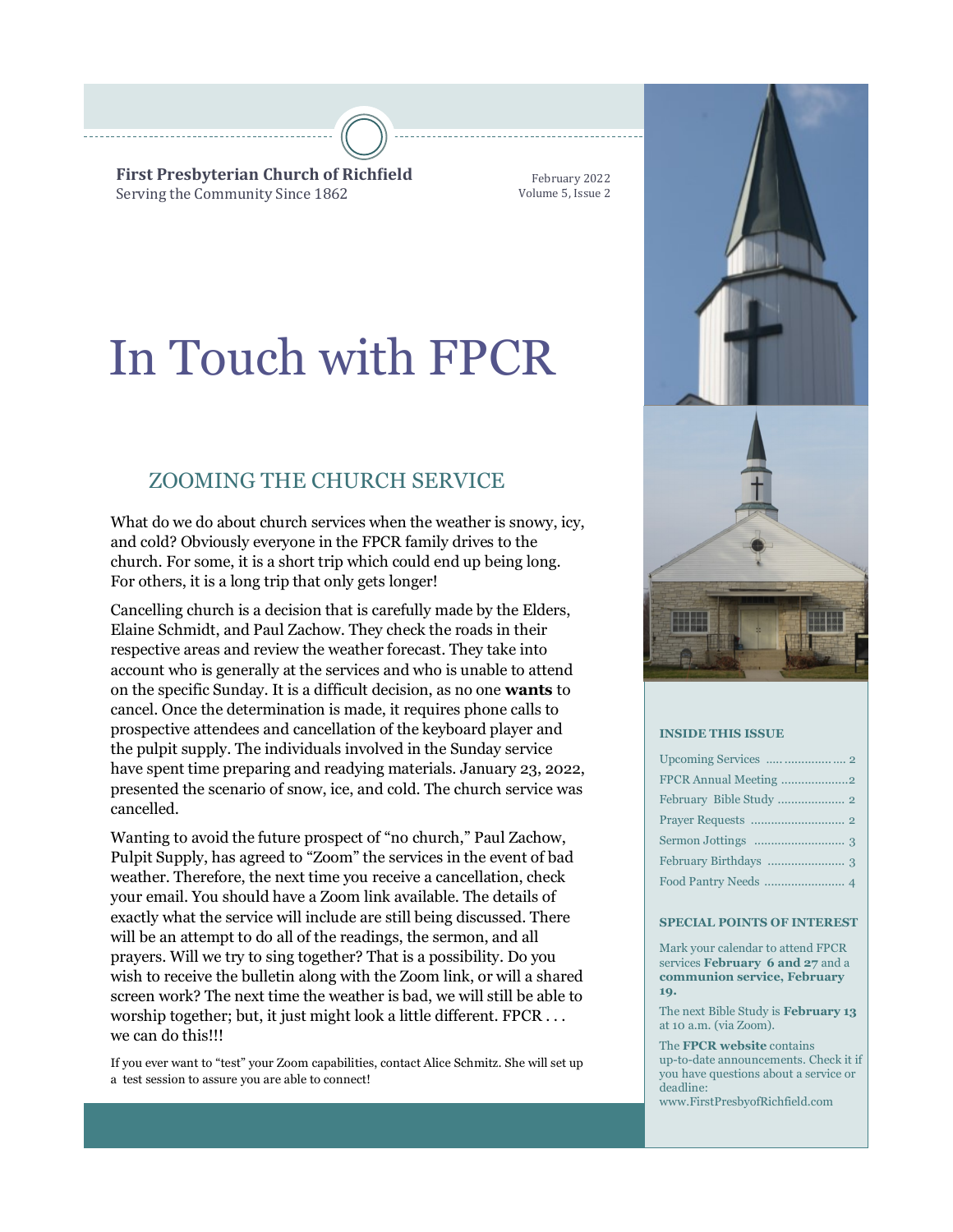**First Presbyterian Church of Richfield**
Serving the Community Since 1862

February 2022
Volume 5, Issue 2

# In Touch with FPCR

## ZOOMING THE CHURCH SERVICE

What do we do about church services when the weather is snowy, icy, and cold? Obviously everyone in the FPCR family drives to the church. For some, it is a short trip which could end up being long. For others, it is a long trip that only gets longer!

Cancelling church is a decision that is carefully made by the Elders, Elaine Schmidt, and Paul Zachow. They check the roads in their respective areas and review the weather forecast. They take into account who is generally at the services and who is unable to attend on the specific Sunday. It is a difficult decision, as no one **wants** to cancel. Once the determination is made, it requires phone calls to prospective attendees and cancellation of the keyboard player and the pulpit supply. The individuals involved in the Sunday service have spent time preparing and readying materials. January 23, 2022, presented the scenario of snow, ice, and cold. The church service was cancelled.

Wanting to avoid the future prospect of "no church," Paul Zachow, Pulpit Supply, has agreed to "Zoom" the services in the event of bad weather. Therefore, the next time you receive a cancellation, check your email. You should have a Zoom link available. The details of exactly what the service will include are still being discussed. There will be an attempt to do all of the readings, the sermon, and all prayers. Will we try to sing together? That is a possibility. Do you wish to receive the bulletin along with the Zoom link, or will a shared screen work? The next time the weather is bad, we will still be able to worship together; but, it just might look a little different. FPCR . . . we can do this!!!

If you ever want to "test" your Zoom capabilities, contact Alice Schmitz. She will set up a test session to assure you are able to connect!

### INSIDE THIS ISSUE

| | |
|---|---|
| Upcoming Services | 2 |
| FPCR Annual Meeting | 2 |
| February Bible Study | 2 |
| Prayer Requests | 2 |
| Sermon Jottings | 3 |
| February Birthdays | 3 |
| Food Pantry Needs | 4 |

### SPECIAL POINTS OF INTEREST

Mark your calendar to attend FPCR services **February 6 and 27** and a **communion service, February 19.**

The next Bible Study is **February 13** at 10 a.m. (via Zoom).

The **FPCR website** contains up-to-date announcements. Check it if you have questions about a service or deadline: www.FirstPresbyofRichfield.com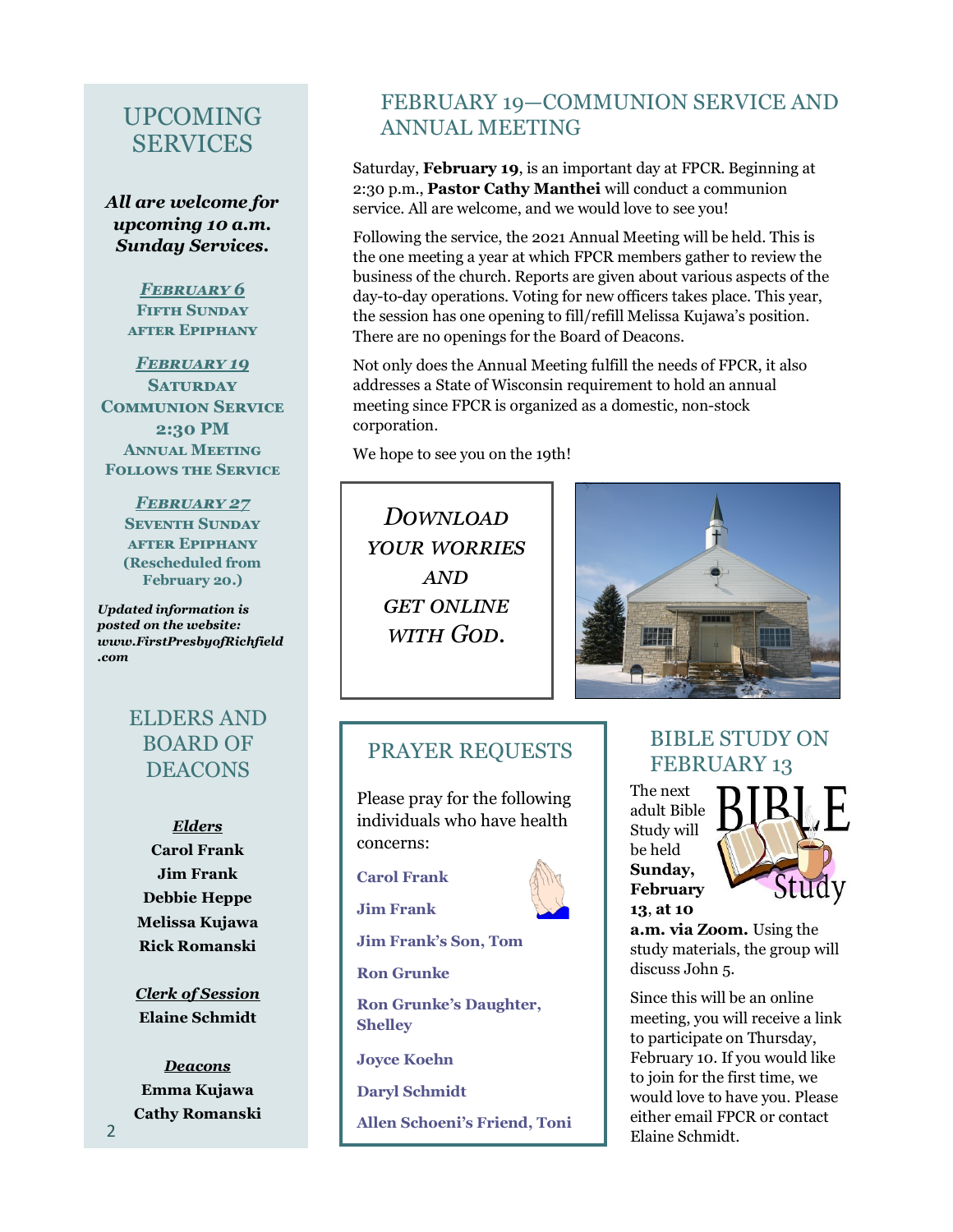## UPCOMING SERVICES

***All are welcome for upcoming 10 a.m. Sunday Services.***

***February 6***
**Fifth Sunday after Epiphany**

***February 19***
**Saturday**
**Communion Service**
**2:30 PM**
**Annual Meeting Follows the Service**

***February 27***
**Seventh Sunday after Epiphany**
**(Rescheduled from February 20.)**

***Updated information is posted on the website: www.FirstPresbyofRichfield.com***

## ELDERS AND BOARD OF DEACONS

***Elders***
**Carol Frank**
**Jim Frank**
**Debbie Heppe**
**Melissa Kujawa**
**Rick Romanski**

***Clerk of Session***
**Elaine Schmidt**

***Deacons***
**Emma Kujawa**
**Cathy Romanski**

## FEBRUARY 19—COMMUNION SERVICE AND ANNUAL MEETING

Saturday, **February 19**, is an important day at FPCR. Beginning at 2:30 p.m., **Pastor Cathy Manthei** will conduct a communion service. All are welcome, and we would love to see you!

Following the service, the 2021 Annual Meeting will be held. This is the one meeting a year at which FPCR members gather to review the business of the church. Reports are given about various aspects of the day-to-day operations. Voting for new officers takes place. This year, the session has one opening to fill/refill Melissa Kujawa's position. There are no openings for the Board of Deacons.

Not only does the Annual Meeting fulfill the needs of FPCR, it also addresses a State of Wisconsin requirement to hold an annual meeting since FPCR is organized as a domestic, non-stock corporation.

We hope to see you on the 19th!

*DOWNLOAD YOUR WORRIES AND GET ONLINE WITH GOD.*

## PRAYER REQUESTS

Please pray for the following individuals who have health concerns:

**Carol Frank**

**Jim Frank**

**Jim Frank's Son, Tom**

**Ron Grunke**

**Ron Grunke's Daughter, Shelley**

**Joyce Koehn**

**Daryl Schmidt**

**Allen Schoeni's Friend, Toni**

## BIBLE STUDY ON FEBRUARY 13

The next adult Bible Study will be held **Sunday, February 13**, **at 10 a.m. via Zoom.** Using the study materials, the group will discuss John 5.

Since this will be an online meeting, you will receive a link to participate on Thursday, February 10. If you would like to join for the first time, we would love to have you. Please either email FPCR or contact Elaine Schmidt.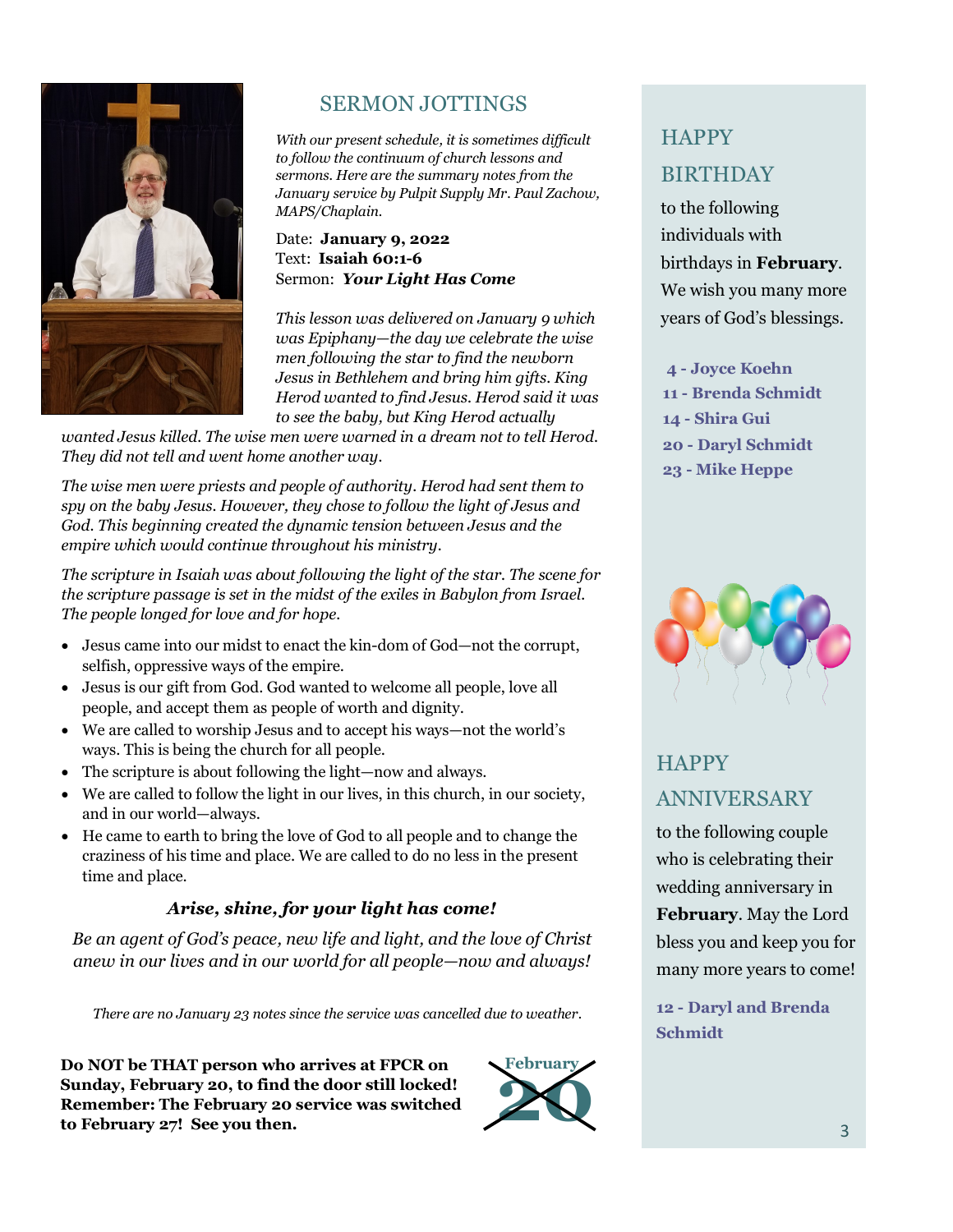## SERMON JOTTINGS

*With our present schedule, it is sometimes difficult to follow the continuum of church lessons and sermons. Here are the summary notes from the January service by Pulpit Supply Mr. Paul Zachow, MAPS/Chaplain.*

Date: **January 9, 2022**
Text: **Isaiah 60:1-6**
Sermon: ***Your Light Has Come***

*This lesson was delivered on January 9 which was Epiphany—the day we celebrate the wise men following the star to find the newborn Jesus in Bethlehem and bring him gifts. King Herod wanted to find Jesus. Herod said it was to see the baby, but King Herod actually wanted Jesus killed. The wise men were warned in a dream not to tell Herod. They did not tell and went home another way.*

*The wise men were priests and people of authority. Herod had sent them to spy on the baby Jesus. However, they chose to follow the light of Jesus and God. This beginning created the dynamic tension between Jesus and the empire which would continue throughout his ministry.*

*The scripture in Isaiah was about following the light of the star. The scene for the scripture passage is set in the midst of the exiles in Babylon from Israel. The people longed for love and for hope.*

- Jesus came into our midst to enact the kin-dom of God—not the corrupt, selfish, oppressive ways of the empire.
- Jesus is our gift from God. God wanted to welcome all people, love all people, and accept them as people of worth and dignity.
- We are called to worship Jesus and to accept his ways—not the world's ways. This is being the church for all people.
- The scripture is about following the light—now and always.
- We are called to follow the light in our lives, in this church, in our society, and in our world—always.
- He came to earth to bring the love of God to all people and to change the craziness of his time and place. We are called to do no less in the present time and place.

***Arise, shine, for your light has come!***

*Be an agent of God's peace, new life and light, and the love of Christ anew in our lives and in our world for all people—now and always!*

*There are no January 23 notes since the service was cancelled due to weather.*

**Do NOT be THAT person who arrives at FPCR on Sunday, February 20, to find the door still locked! Remember: The February 20 service was switched to February 27! See you then.**

## HAPPY BIRTHDAY

to the following individuals with birthdays in **February**. We wish you many more years of God's blessings.

**4 - Joyce Koehn**
**11 - Brenda Schmidt**
**14 - Shira Gui**
**20 - Daryl Schmidt**
**23 - Mike Heppe**

## HAPPY ANNIVERSARY

to the following couple who is celebrating their wedding anniversary in **February**. May the Lord bless you and keep you for many more years to come!

**12 - Daryl and Brenda Schmidt**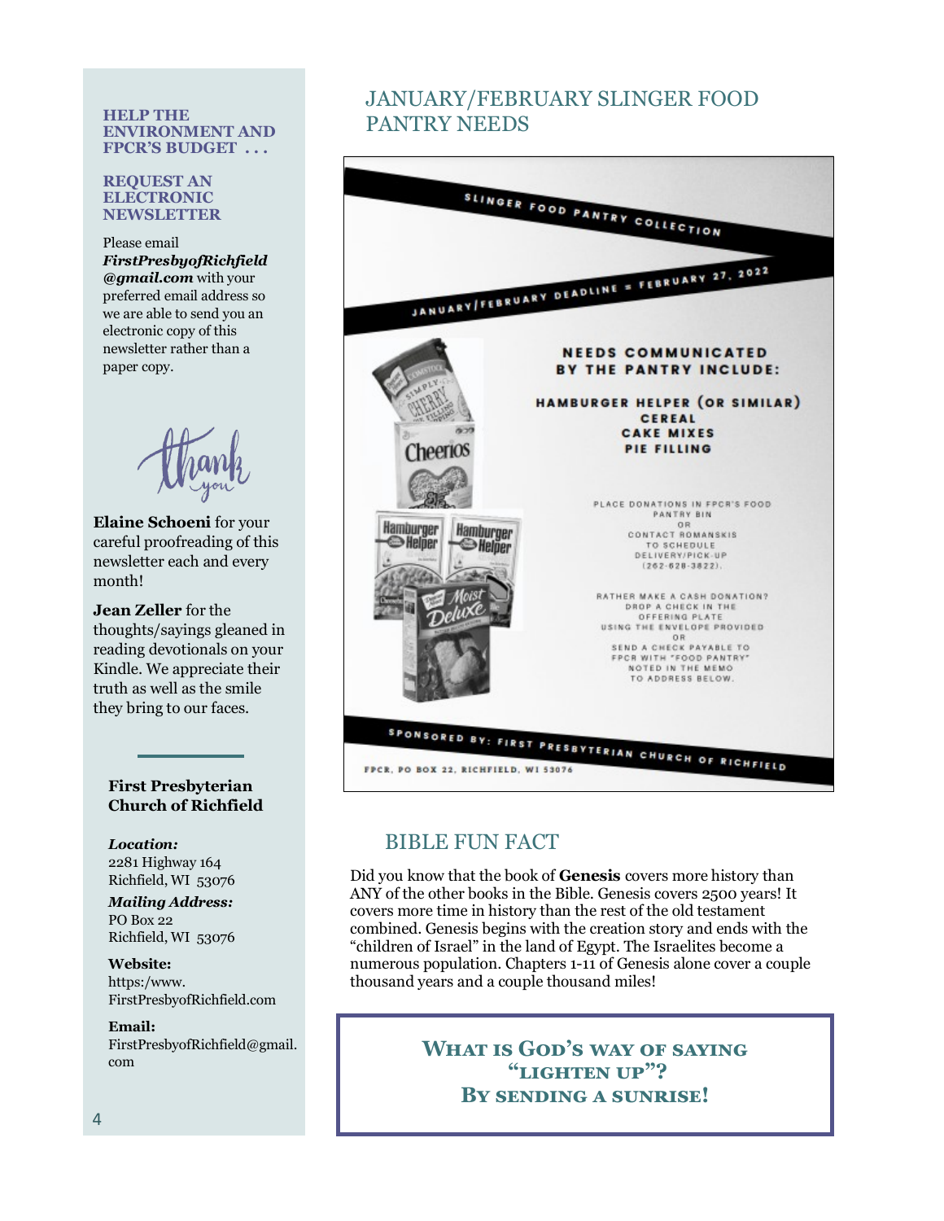## HELP THE ENVIRONMENT AND FPCR'S BUDGET . . .

### REQUEST AN ELECTRONIC NEWSLETTER

Please email ***FirstPresbyofRichfield@gmail.com*** with your preferred email address so we are able to send you an electronic copy of this newsletter rather than a paper copy.

thank you

**Elaine Schoeni** for your careful proofreading of this newsletter each and every month!

**Jean Zeller** for the thoughts/sayings gleaned in reading devotionals on your Kindle. We appreciate their truth as well as the smile they bring to our faces.

**First Presbyterian Church of Richfield**

***Location:***
2281 Highway 164
Richfield, WI 53076

***Mailing Address:***
PO Box 22
Richfield, WI 53076

**Website:**
https:/www.FirstPresbyofRichfield.com

**Email:**
FirstPresbyofRichfield@gmail.com

## JANUARY/FEBRUARY SLINGER FOOD PANTRY NEEDS

SLINGER FOOD PANTRY COLLECTION

JANUARY/FEBRUARY DEADLINE = FEBRUARY 27, 2022

**NEEDS COMMUNICATED BY THE PANTRY INCLUDE:**

**HAMBURGER HELPER (OR SIMILAR)**
**CEREAL**
**CAKE MIXES**
**PIE FILLING**

PLACE DONATIONS IN FPCR'S FOOD PANTRY BIN
OR
CONTACT ROMANSKIS TO SCHEDULE DELIVERY/PICK-UP (262-628-3822).

RATHER MAKE A CASH DONATION? DROP A CHECK IN THE OFFERING PLATE USING THE ENVELOPE PROVIDED
OR
SEND A CHECK PAYABLE TO FPCR WITH "FOOD PANTRY" NOTED IN THE MEMO TO ADDRESS BELOW.

SPONSORED BY: FIRST PRESBYTERIAN CHURCH OF RICHFIELD

FPCR, PO BOX 22, RICHFIELD, WI 53076

## BIBLE FUN FACT

Did you know that the book of **Genesis** covers more history than ANY of the other books in the Bible. Genesis covers 2500 years! It covers more time in history than the rest of the old testament combined. Genesis begins with the creation story and ends with the "children of Israel" in the land of Egypt. The Israelites become a numerous population. Chapters 1-11 of Genesis alone cover a couple thousand years and a couple thousand miles!

**WHAT IS GOD'S WAY OF SAYING "LIGHTEN UP"?**
**BY SENDING A SUNRISE!**